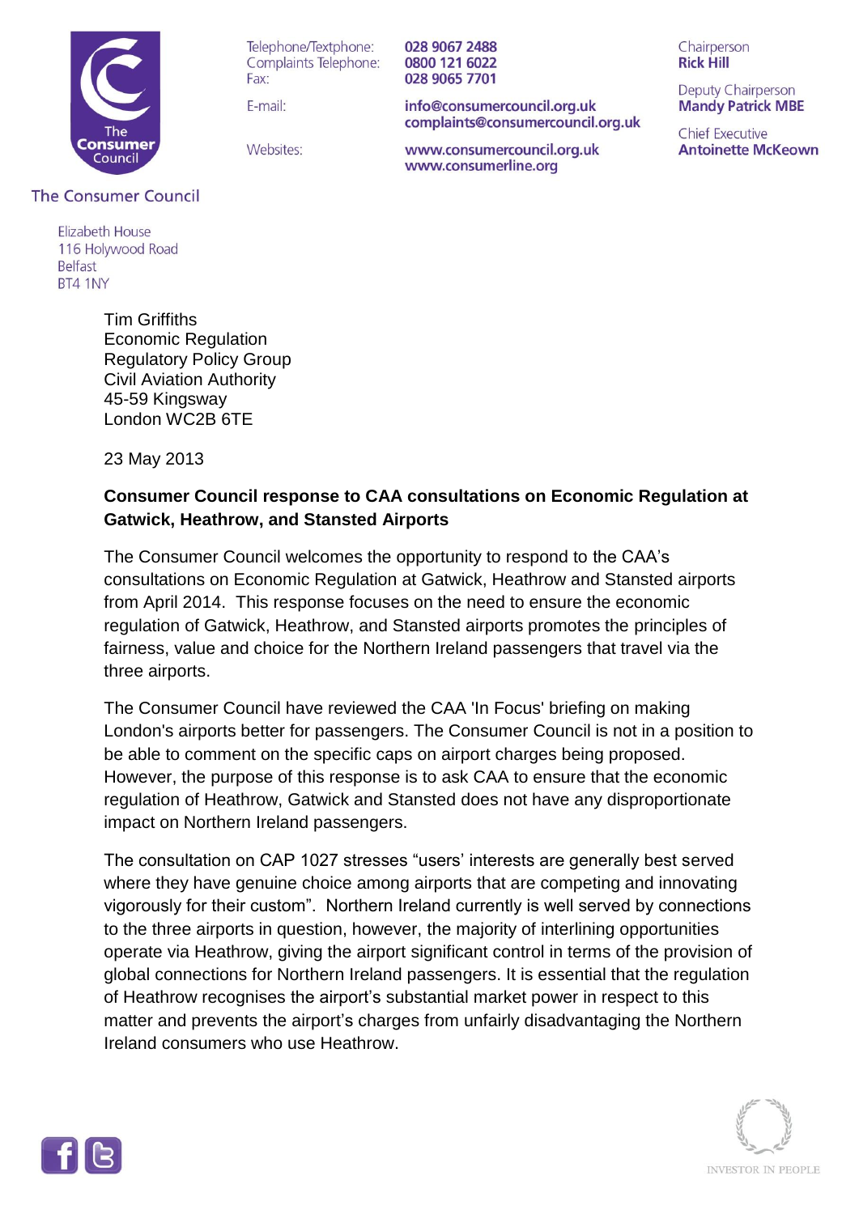The Consumer Council

Telephone/Textphone: **028 9067 2488**
Complaints Telephone: **0800 121 6022**
Fax: **028 9065 7701**

E-mail: **info@consumercouncil.org.uk**
**complaints@consumercouncil.org.uk**

Websites: **www.consumercouncil.org.uk**
**www.consumerline.org**

Chairperson
**Rick Hill**

Deputy Chairperson
**Mandy Patrick MBE**

Chief Executive
**Antoinette McKeown**

The Consumer Council

Elizabeth House
116 Holywood Road
Belfast
BT4 1NY

Tim Griffiths
Economic Regulation
Regulatory Policy Group
Civil Aviation Authority
45-59 Kingsway
London WC2B 6TE

23 May 2013

**Consumer Council response to CAA consultations on Economic Regulation at Gatwick, Heathrow, and Stansted Airports**

The Consumer Council welcomes the opportunity to respond to the CAA's consultations on Economic Regulation at Gatwick, Heathrow and Stansted airports from April 2014. This response focuses on the need to ensure the economic regulation of Gatwick, Heathrow, and Stansted airports promotes the principles of fairness, value and choice for the Northern Ireland passengers that travel via the three airports.

The Consumer Council have reviewed the CAA 'In Focus' briefing on making London's airports better for passengers. The Consumer Council is not in a position to be able to comment on the specific caps on airport charges being proposed. However, the purpose of this response is to ask CAA to ensure that the economic regulation of Heathrow, Gatwick and Stansted does not have any disproportionate impact on Northern Ireland passengers.

The consultation on CAP 1027 stresses "users' interests are generally best served where they have genuine choice among airports that are competing and innovating vigorously for their custom". Northern Ireland currently is well served by connections to the three airports in question, however, the majority of interlining opportunities operate via Heathrow, giving the airport significant control in terms of the provision of global connections for Northern Ireland passengers. It is essential that the regulation of Heathrow recognises the airport's substantial market power in respect to this matter and prevents the airport's charges from unfairly disadvantaging the Northern Ireland consumers who use Heathrow.

INVESTOR IN PEOPLE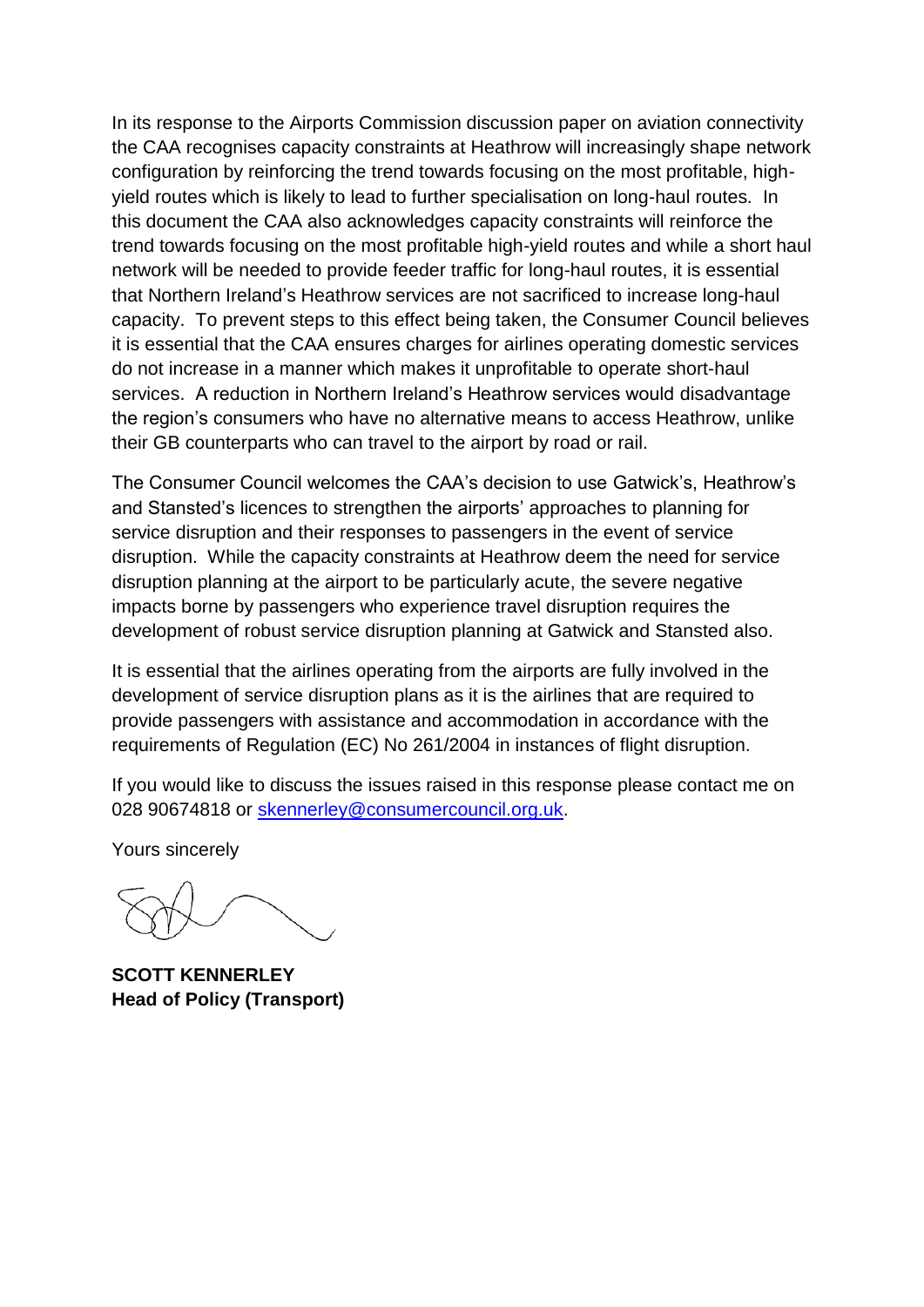In its response to the Airports Commission discussion paper on aviation connectivity the CAA recognises capacity constraints at Heathrow will increasingly shape network configuration by reinforcing the trend towards focusing on the most profitable, high-yield routes which is likely to lead to further specialisation on long-haul routes. In this document the CAA also acknowledges capacity constraints will reinforce the trend towards focusing on the most profitable high-yield routes and while a short haul network will be needed to provide feeder traffic for long-haul routes, it is essential that Northern Ireland's Heathrow services are not sacrificed to increase long-haul capacity. To prevent steps to this effect being taken, the Consumer Council believes it is essential that the CAA ensures charges for airlines operating domestic services do not increase in a manner which makes it unprofitable to operate short-haul services. A reduction in Northern Ireland's Heathrow services would disadvantage the region's consumers who have no alternative means to access Heathrow, unlike their GB counterparts who can travel to the airport by road or rail.

The Consumer Council welcomes the CAA's decision to use Gatwick's, Heathrow's and Stansted's licences to strengthen the airports' approaches to planning for service disruption and their responses to passengers in the event of service disruption. While the capacity constraints at Heathrow deem the need for service disruption planning at the airport to be particularly acute, the severe negative impacts borne by passengers who experience travel disruption requires the development of robust service disruption planning at Gatwick and Stansted also.

It is essential that the airlines operating from the airports are fully involved in the development of service disruption plans as it is the airlines that are required to provide passengers with assistance and accommodation in accordance with the requirements of Regulation (EC) No 261/2004 in instances of flight disruption.

If you would like to discuss the issues raised in this response please contact me on 028 90674818 or skennerley@consumercouncil.org.uk.

Yours sincerely

**SCOTT KENNERLEY**
**Head of Policy (Transport)**